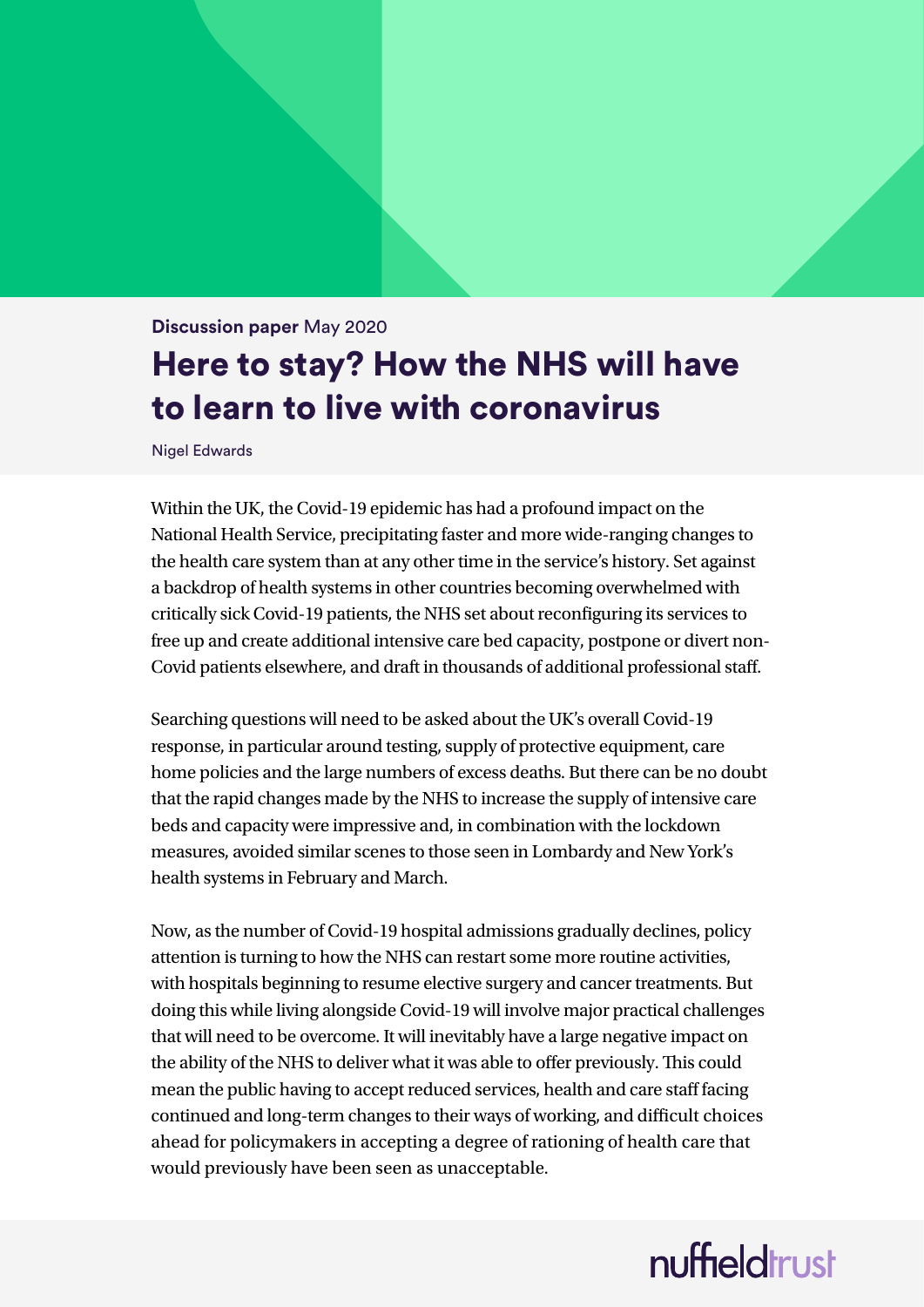**Discussion paper** May 2020

# Here to stay? How the NHS will have to learn to live with coronavirus

Nigel Edwards

Within the UK, the Covid-19 epidemic has had a profound impact on the National Health Service, precipitating faster and more wide-ranging changes to the health care system than at any other time in the service's history. Set against a backdrop of health systems in other countries becoming overwhelmed with critically sick Covid-19 patients, the NHS set about reconfiguring its services to free up and create additional intensive care bed capacity, postpone or divert non-Covid patients elsewhere, and draft in thousands of additional professional staff.

Searching questions will need to be asked about the UK's overall Covid-19 response, in particular around testing, supply of protective equipment, care home policies and the large numbers of excess deaths. But there can be no doubt that the rapid changes made by the NHS to increase the supply of intensive care beds and capacity were impressive and, in combination with the lockdown measures, avoided similar scenes to those seen in Lombardy and New York's health systems in February and March.

Now, as the number of Covid-19 hospital admissions gradually declines, policy attention is turning to how the NHS can restart some more routine activities, with hospitals beginning to resume elective surgery and cancer treatments. But doing this while living alongside Covid-19 will involve major practical challenges that will need to be overcome. It will inevitably have a large negative impact on the ability of the NHS to deliver what it was able to offer previously. This could mean the public having to accept reduced services, health and care staff facing continued and long-term changes to their ways of working, and difficult choices ahead for policymakers in accepting a degree of rationing of health care that would previously have been seen as unacceptable.

nuffieldtrust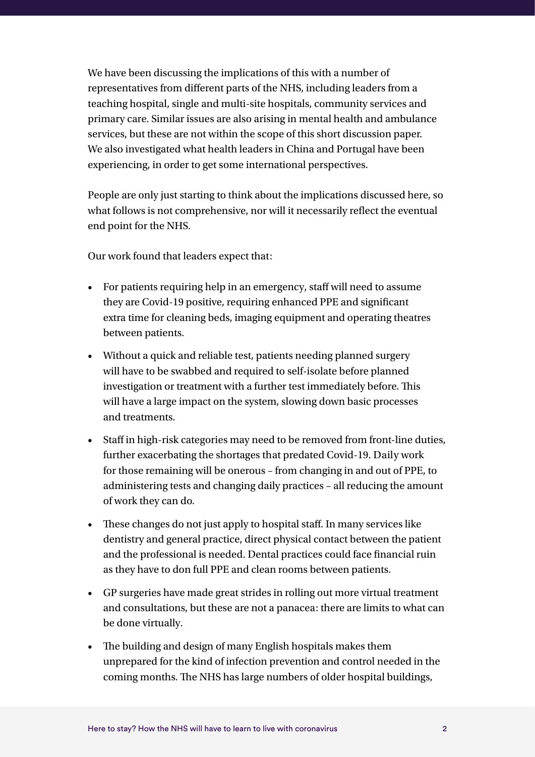We have been discussing the implications of this with a number of representatives from different parts of the NHS, including leaders from a teaching hospital, single and multi-site hospitals, community services and primary care. Similar issues are also arising in mental health and ambulance services, but these are not within the scope of this short discussion paper. We also investigated what health leaders in China and Portugal have been experiencing, in order to get some international perspectives.

People are only just starting to think about the implications discussed here, so what follows is not comprehensive, nor will it necessarily reflect the eventual end point for the NHS.

Our work found that leaders expect that:

- For patients requiring help in an emergency, staff will need to assume they are Covid-19 positive, requiring enhanced PPE and significant extra time for cleaning beds, imaging equipment and operating theatres between patients.
- Without a quick and reliable test, patients needing planned surgery will have to be swabbed and required to self-isolate before planned investigation or treatment with a further test immediately before. This will have a large impact on the system, slowing down basic processes and treatments.
- Staff in high-risk categories may need to be removed from front-line duties, further exacerbating the shortages that predated Covid-19. Daily work for those remaining will be onerous – from changing in and out of PPE, to administering tests and changing daily practices – all reducing the amount of work they can do.
- These changes do not just apply to hospital staff. In many services like dentistry and general practice, direct physical contact between the patient and the professional is needed. Dental practices could face financial ruin as they have to don full PPE and clean rooms between patients.
- GP surgeries have made great strides in rolling out more virtual treatment and consultations, but these are not a panacea: there are limits to what can be done virtually.
- The building and design of many English hospitals makes them unprepared for the kind of infection prevention and control needed in the coming months. The NHS has large numbers of older hospital buildings,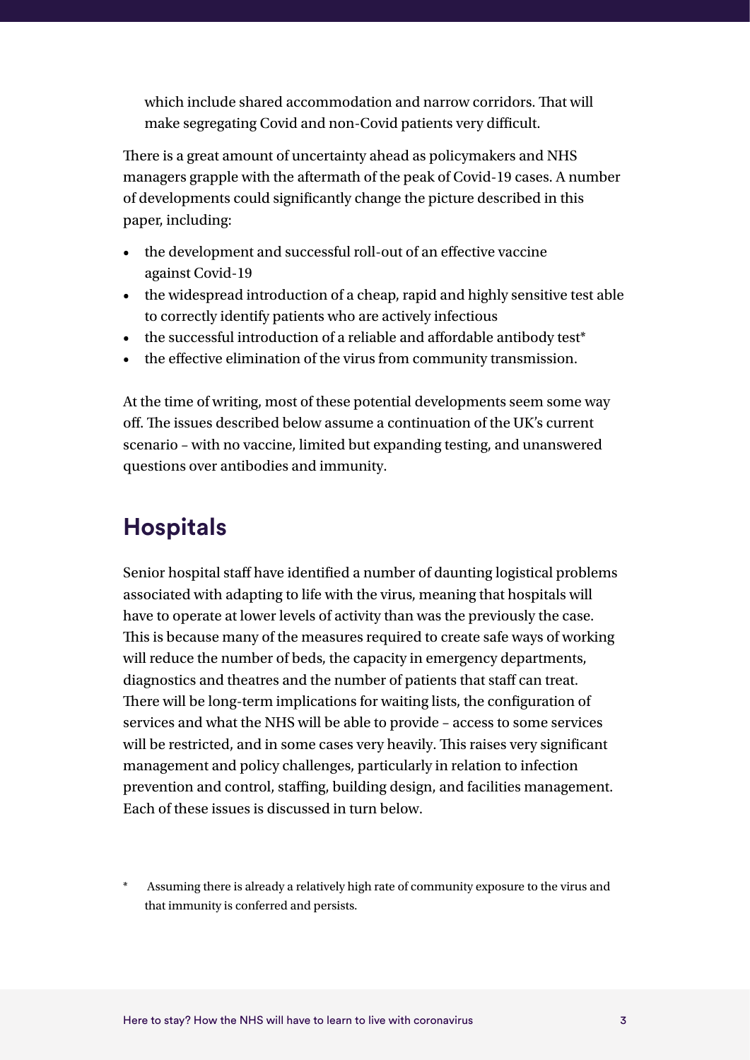which include shared accommodation and narrow corridors. That will make segregating Covid and non-Covid patients very difficult.

There is a great amount of uncertainty ahead as policymakers and NHS managers grapple with the aftermath of the peak of Covid-19 cases. A number of developments could significantly change the picture described in this paper, including:

- the development and successful roll-out of an effective vaccine against Covid-19
- the widespread introduction of a cheap, rapid and highly sensitive test able to correctly identify patients who are actively infectious
- the successful introduction of a reliable and affordable antibody test*
- the effective elimination of the virus from community transmission.

At the time of writing, most of these potential developments seem some way off. The issues described below assume a continuation of the UK's current scenario – with no vaccine, limited but expanding testing, and unanswered questions over antibodies and immunity.

## Hospitals

Senior hospital staff have identified a number of daunting logistical problems associated with adapting to life with the virus, meaning that hospitals will have to operate at lower levels of activity than was the previously the case. This is because many of the measures required to create safe ways of working will reduce the number of beds, the capacity in emergency departments, diagnostics and theatres and the number of patients that staff can treat. There will be long-term implications for waiting lists, the configuration of services and what the NHS will be able to provide – access to some services will be restricted, and in some cases very heavily. This raises very significant management and policy challenges, particularly in relation to infection prevention and control, staffing, building design, and facilities management. Each of these issues is discussed in turn below.

* Assuming there is already a relatively high rate of community exposure to the virus and that immunity is conferred and persists.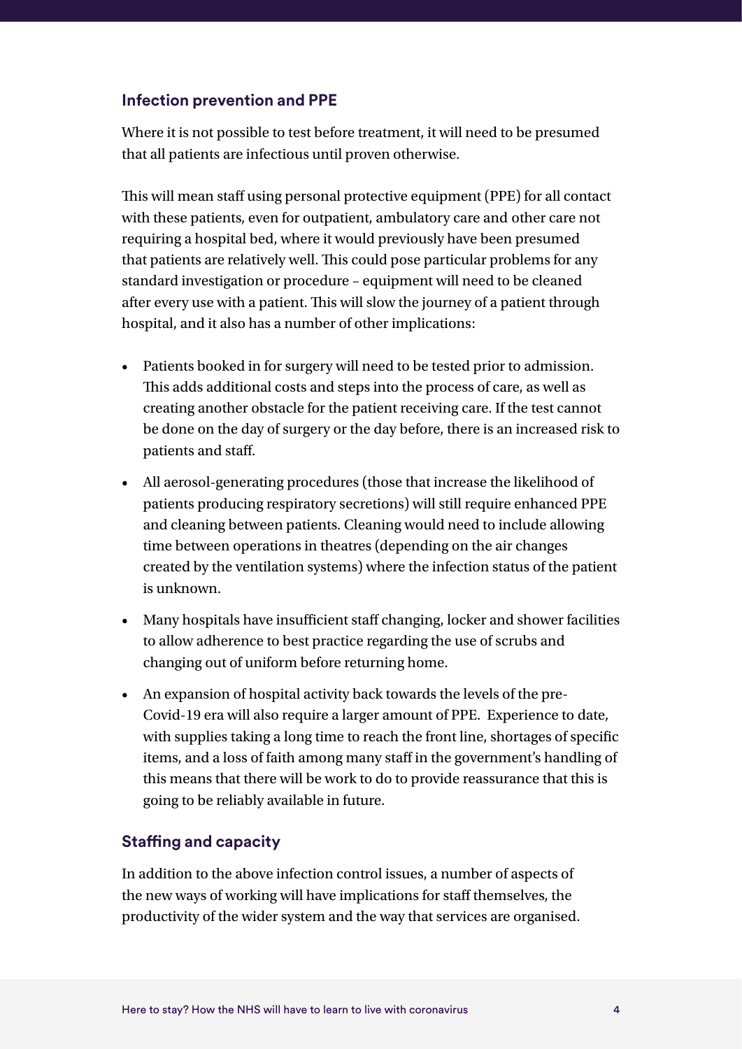### Infection prevention and PPE

Where it is not possible to test before treatment, it will need to be presumed that all patients are infectious until proven otherwise.

This will mean staff using personal protective equipment (PPE) for all contact with these patients, even for outpatient, ambulatory care and other care not requiring a hospital bed, where it would previously have been presumed that patients are relatively well. This could pose particular problems for any standard investigation or procedure – equipment will need to be cleaned after every use with a patient. This will slow the journey of a patient through hospital, and it also has a number of other implications:

- Patients booked in for surgery will need to be tested prior to admission. This adds additional costs and steps into the process of care, as well as creating another obstacle for the patient receiving care. If the test cannot be done on the day of surgery or the day before, there is an increased risk to patients and staff.
- All aerosol-generating procedures (those that increase the likelihood of patients producing respiratory secretions) will still require enhanced PPE and cleaning between patients. Cleaning would need to include allowing time between operations in theatres (depending on the air changes created by the ventilation systems) where the infection status of the patient is unknown.
- Many hospitals have insufficient staff changing, locker and shower facilities to allow adherence to best practice regarding the use of scrubs and changing out of uniform before returning home.
- An expansion of hospital activity back towards the levels of the pre-Covid-19 era will also require a larger amount of PPE. Experience to date, with supplies taking a long time to reach the front line, shortages of specific items, and a loss of faith among many staff in the government's handling of this means that there will be work to do to provide reassurance that this is going to be reliably available in future.

### Staffing and capacity

In addition to the above infection control issues, a number of aspects of the new ways of working will have implications for staff themselves, the productivity of the wider system and the way that services are organised.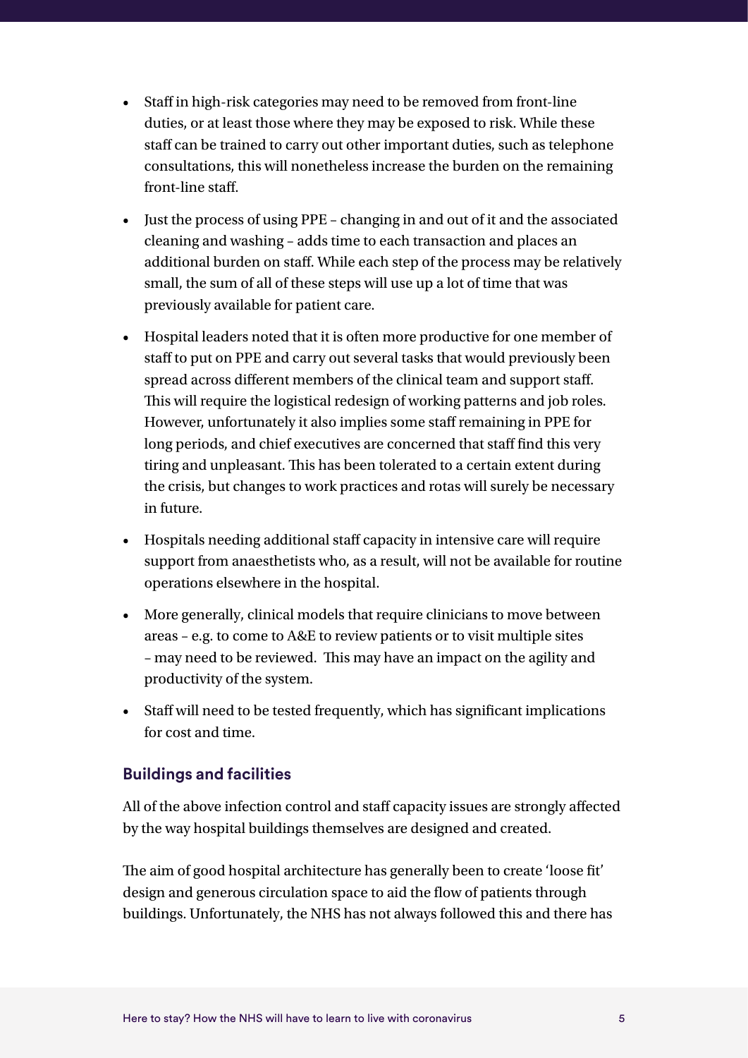- Staff in high-risk categories may need to be removed from front-line duties, or at least those where they may be exposed to risk. While these staff can be trained to carry out other important duties, such as telephone consultations, this will nonetheless increase the burden on the remaining front-line staff.
- Just the process of using PPE – changing in and out of it and the associated cleaning and washing – adds time to each transaction and places an additional burden on staff. While each step of the process may be relatively small, the sum of all of these steps will use up a lot of time that was previously available for patient care.
- Hospital leaders noted that it is often more productive for one member of staff to put on PPE and carry out several tasks that would previously been spread across different members of the clinical team and support staff. This will require the logistical redesign of working patterns and job roles. However, unfortunately it also implies some staff remaining in PPE for long periods, and chief executives are concerned that staff find this very tiring and unpleasant. This has been tolerated to a certain extent during the crisis, but changes to work practices and rotas will surely be necessary in future.
- Hospitals needing additional staff capacity in intensive care will require support from anaesthetists who, as a result, will not be available for routine operations elsewhere in the hospital.
- More generally, clinical models that require clinicians to move between areas – e.g. to come to A&E to review patients or to visit multiple sites – may need to be reviewed. This may have an impact on the agility and productivity of the system.
- Staff will need to be tested frequently, which has significant implications for cost and time.

### Buildings and facilities

All of the above infection control and staff capacity issues are strongly affected by the way hospital buildings themselves are designed and created.

The aim of good hospital architecture has generally been to create 'loose fit' design and generous circulation space to aid the flow of patients through buildings. Unfortunately, the NHS has not always followed this and there has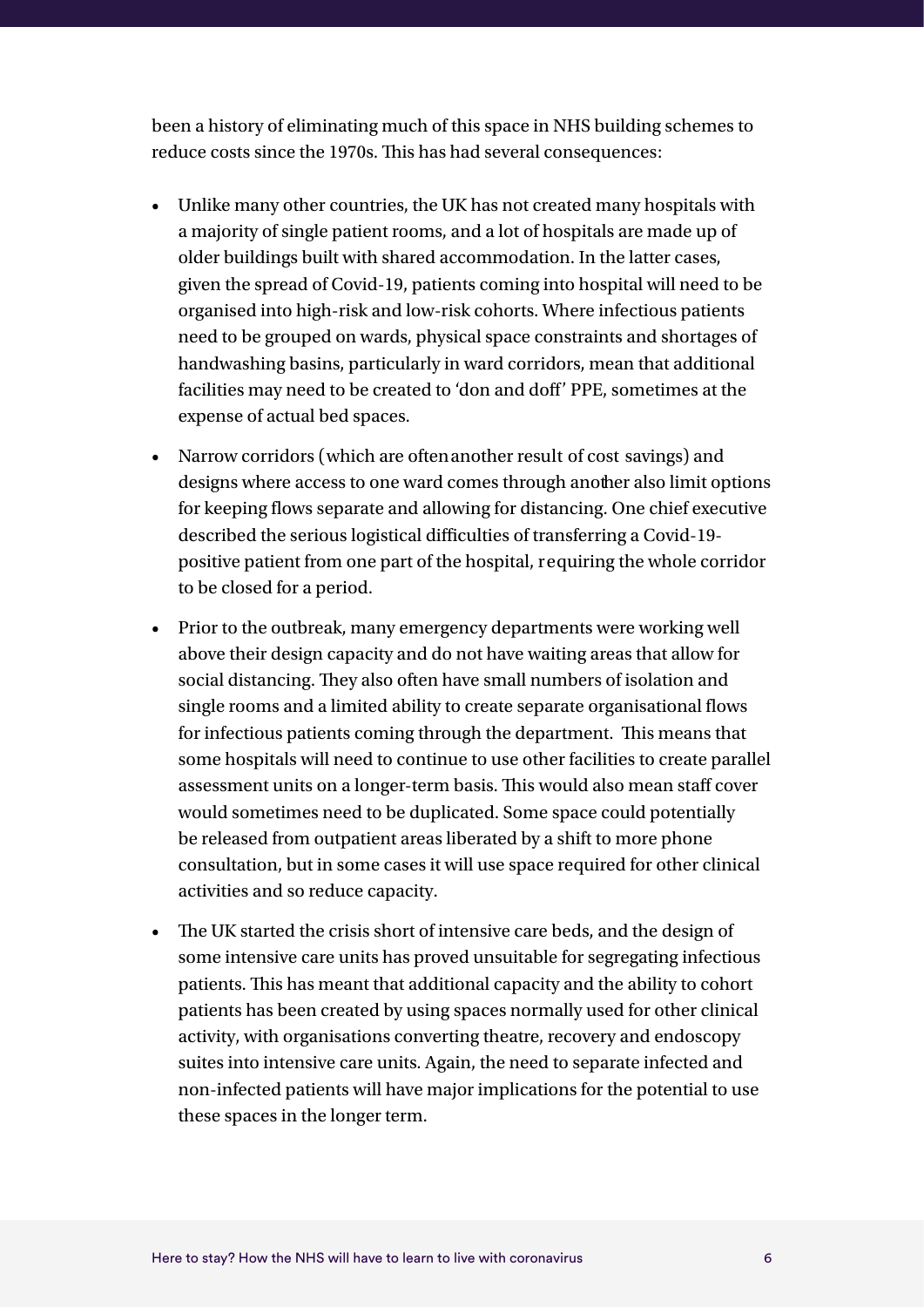been a history of eliminating much of this space in NHS building schemes to reduce costs since the 1970s. This has had several consequences:

- Unlike many other countries, the UK has not created many hospitals with a majority of single patient rooms, and a lot of hospitals are made up of older buildings built with shared accommodation. In the latter cases, given the spread of Covid-19, patients coming into hospital will need to be organised into high-risk and low-risk cohorts. Where infectious patients need to be grouped on wards, physical space constraints and shortages of handwashing basins, particularly in ward corridors, mean that additional facilities may need to be created to 'don and doff' PPE, sometimes at the expense of actual bed spaces.

- Narrow corridors (which are often another result of cost savings) and designs where access to one ward comes through another also limit options for keeping flows separate and allowing for distancing. One chief executive described the serious logistical difficulties of transferring a Covid-19-positive patient from one part of the hospital, requiring the whole corridor to be closed for a period.

- Prior to the outbreak, many emergency departments were working well above their design capacity and do not have waiting areas that allow for social distancing. They also often have small numbers of isolation and single rooms and a limited ability to create separate organisational flows for infectious patients coming through the department. This means that some hospitals will need to continue to use other facilities to create parallel assessment units on a longer-term basis. This would also mean staff cover would sometimes need to be duplicated. Some space could potentially be released from outpatient areas liberated by a shift to more phone consultation, but in some cases it will use space required for other clinical activities and so reduce capacity.

- The UK started the crisis short of intensive care beds, and the design of some intensive care units has proved unsuitable for segregating infectious patients. This has meant that additional capacity and the ability to cohort patients has been created by using spaces normally used for other clinical activity, with organisations converting theatre, recovery and endoscopy suites into intensive care units. Again, the need to separate infected and non-infected patients will have major implications for the potential to use these spaces in the longer term.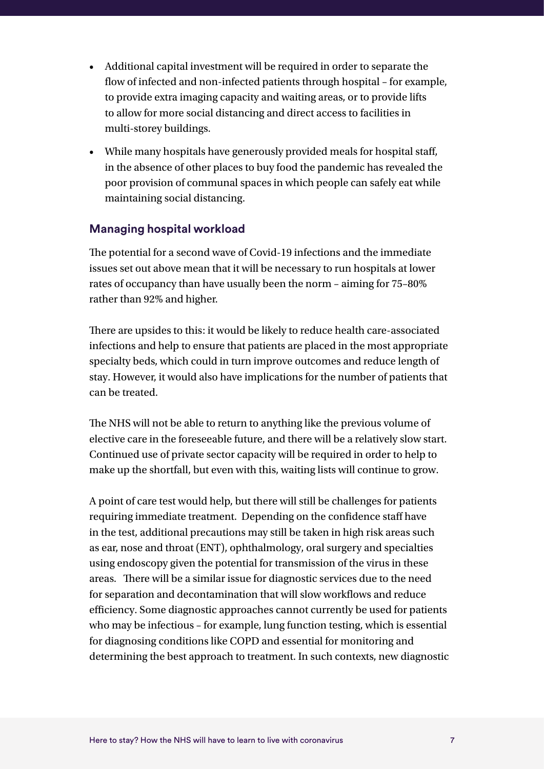- Additional capital investment will be required in order to separate the flow of infected and non-infected patients through hospital – for example, to provide extra imaging capacity and waiting areas, or to provide lifts to allow for more social distancing and direct access to facilities in multi-storey buildings.
- While many hospitals have generously provided meals for hospital staff, in the absence of other places to buy food the pandemic has revealed the poor provision of communal spaces in which people can safely eat while maintaining social distancing.

### Managing hospital workload

The potential for a second wave of Covid-19 infections and the immediate issues set out above mean that it will be necessary to run hospitals at lower rates of occupancy than have usually been the norm – aiming for 75–80% rather than 92% and higher.

There are upsides to this: it would be likely to reduce health care-associated infections and help to ensure that patients are placed in the most appropriate specialty beds, which could in turn improve outcomes and reduce length of stay. However, it would also have implications for the number of patients that can be treated.

The NHS will not be able to return to anything like the previous volume of elective care in the foreseeable future, and there will be a relatively slow start. Continued use of private sector capacity will be required in order to help to make up the shortfall, but even with this, waiting lists will continue to grow.

A point of care test would help, but there will still be challenges for patients requiring immediate treatment. Depending on the confidence staff have in the test, additional precautions may still be taken in high risk areas such as ear, nose and throat (ENT), ophthalmology, oral surgery and specialties using endoscopy given the potential for transmission of the virus in these areas. There will be a similar issue for diagnostic services due to the need for separation and decontamination that will slow workflows and reduce efficiency. Some diagnostic approaches cannot currently be used for patients who may be infectious – for example, lung function testing, which is essential for diagnosing conditions like COPD and essential for monitoring and determining the best approach to treatment. In such contexts, new diagnostic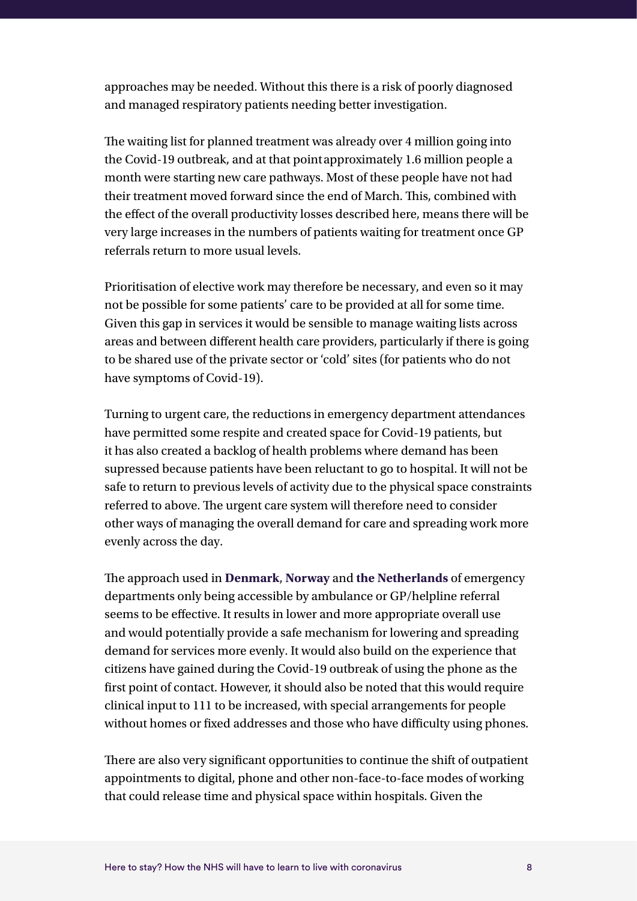approaches may be needed. Without this there is a risk of poorly diagnosed and managed respiratory patients needing better investigation.

The waiting list for planned treatment was already over 4 million going into the Covid-19 outbreak, and at that point approximately 1.6 million people a month were starting new care pathways. Most of these people have not had their treatment moved forward since the end of March. This, combined with the effect of the overall productivity losses described here, means there will be very large increases in the numbers of patients waiting for treatment once GP referrals return to more usual levels.

Prioritisation of elective work may therefore be necessary, and even so it may not be possible for some patients' care to be provided at all for some time. Given this gap in services it would be sensible to manage waiting lists across areas and between different health care providers, particularly if there is going to be shared use of the private sector or 'cold' sites (for patients who do not have symptoms of Covid-19).

Turning to urgent care, the reductions in emergency department attendances have permitted some respite and created space for Covid-19 patients, but it has also created a backlog of health problems where demand has been supressed because patients have been reluctant to go to hospital. It will not be safe to return to previous levels of activity due to the physical space constraints referred to above. The urgent care system will therefore need to consider other ways of managing the overall demand for care and spreading work more evenly across the day.

The approach used in **Denmark**, **Norway** and **the Netherlands** of emergency departments only being accessible by ambulance or GP/helpline referral seems to be effective. It results in lower and more appropriate overall use and would potentially provide a safe mechanism for lowering and spreading demand for services more evenly. It would also build on the experience that citizens have gained during the Covid-19 outbreak of using the phone as the first point of contact. However, it should also be noted that this would require clinical input to 111 to be increased, with special arrangements for people without homes or fixed addresses and those who have difficulty using phones.

There are also very significant opportunities to continue the shift of outpatient appointments to digital, phone and other non-face-to-face modes of working that could release time and physical space within hospitals. Given the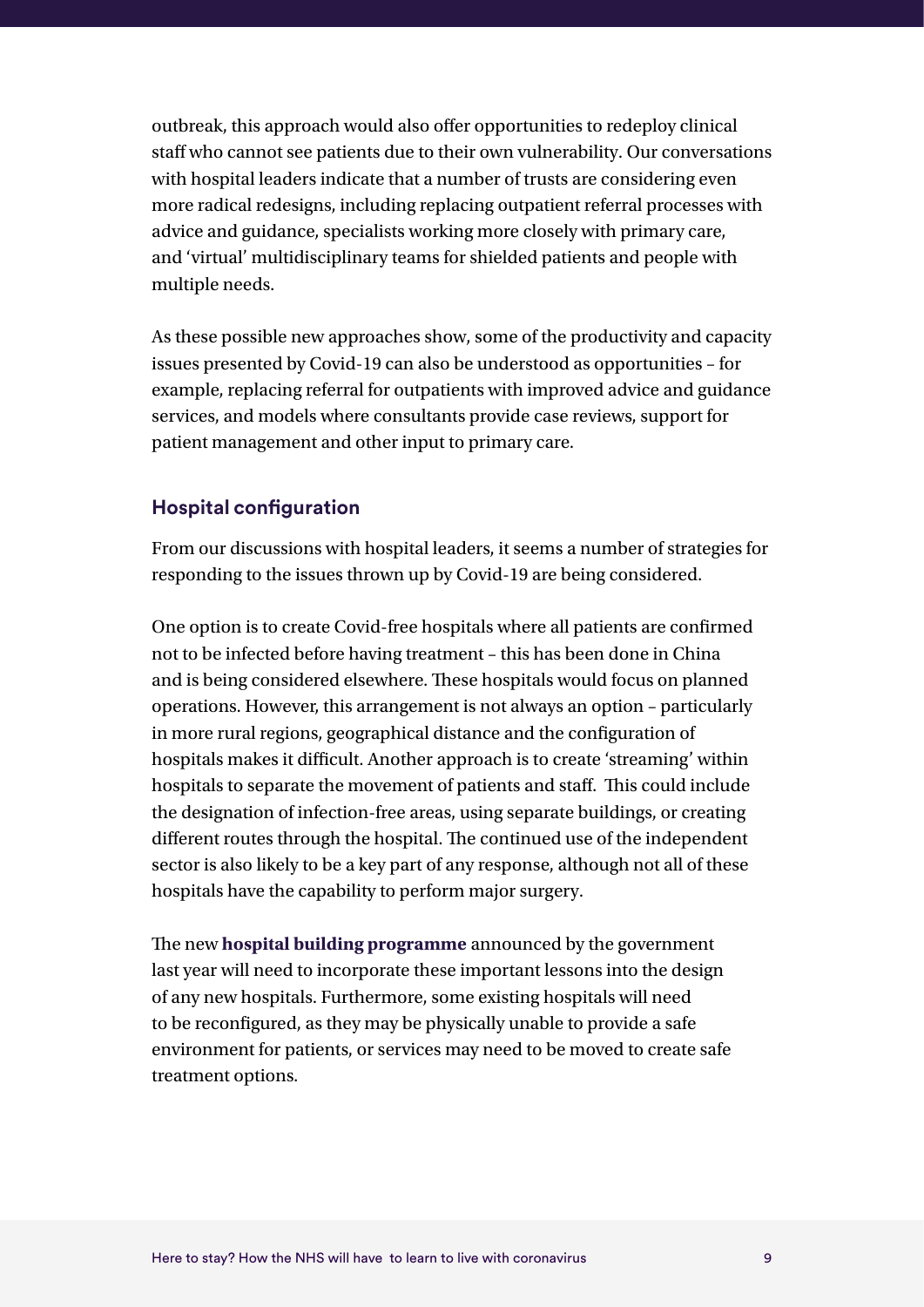outbreak, this approach would also offer opportunities to redeploy clinical staff who cannot see patients due to their own vulnerability. Our conversations with hospital leaders indicate that a number of trusts are considering even more radical redesigns, including replacing outpatient referral processes with advice and guidance, specialists working more closely with primary care, and 'virtual' multidisciplinary teams for shielded patients and people with multiple needs.

As these possible new approaches show, some of the productivity and capacity issues presented by Covid-19 can also be understood as opportunities – for example, replacing referral for outpatients with improved advice and guidance services, and models where consultants provide case reviews, support for patient management and other input to primary care.

### Hospital configuration

From our discussions with hospital leaders, it seems a number of strategies for responding to the issues thrown up by Covid-19 are being considered.

One option is to create Covid-free hospitals where all patients are confirmed not to be infected before having treatment – this has been done in China and is being considered elsewhere. These hospitals would focus on planned operations. However, this arrangement is not always an option – particularly in more rural regions, geographical distance and the configuration of hospitals makes it difficult. Another approach is to create 'streaming' within hospitals to separate the movement of patients and staff. This could include the designation of infection-free areas, using separate buildings, or creating different routes through the hospital. The continued use of the independent sector is also likely to be a key part of any response, although not all of these hospitals have the capability to perform major surgery.

The new **hospital building programme** announced by the government last year will need to incorporate these important lessons into the design of any new hospitals. Furthermore, some existing hospitals will need to be reconfigured, as they may be physically unable to provide a safe environment for patients, or services may need to be moved to create safe treatment options.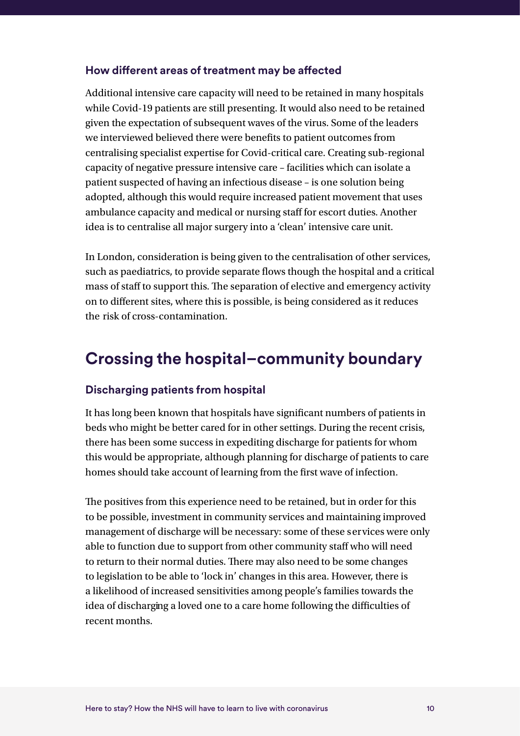### How different areas of treatment may be affected

Additional intensive care capacity will need to be retained in many hospitals while Covid-19 patients are still presenting. It would also need to be retained given the expectation of subsequent waves of the virus. Some of the leaders we interviewed believed there were benefits to patient outcomes from centralising specialist expertise for Covid-critical care. Creating sub-regional capacity of negative pressure intensive care – facilities which can isolate a patient suspected of having an infectious disease – is one solution being adopted, although this would require increased patient movement that uses ambulance capacity and medical or nursing staff for escort duties. Another idea is to centralise all major surgery into a 'clean' intensive care unit.

In London, consideration is being given to the centralisation of other services, such as paediatrics, to provide separate flows though the hospital and a critical mass of staff to support this. The separation of elective and emergency activity on to different sites, where this is possible, is being considered as it reduces the risk of cross-contamination.

## Crossing the hospital–community boundary

### Discharging patients from hospital

It has long been known that hospitals have significant numbers of patients in beds who might be better cared for in other settings. During the recent crisis, there has been some success in expediting discharge for patients for whom this would be appropriate, although planning for discharge of patients to care homes should take account of learning from the first wave of infection.

The positives from this experience need to be retained, but in order for this to be possible, investment in community services and maintaining improved management of discharge will be necessary: some of these services were only able to function due to support from other community staff who will need to return to their normal duties. There may also need to be some changes to legislation to be able to 'lock in' changes in this area. However, there is a likelihood of increased sensitivities among people's families towards the idea of discharging a loved one to a care home following the difficulties of recent months.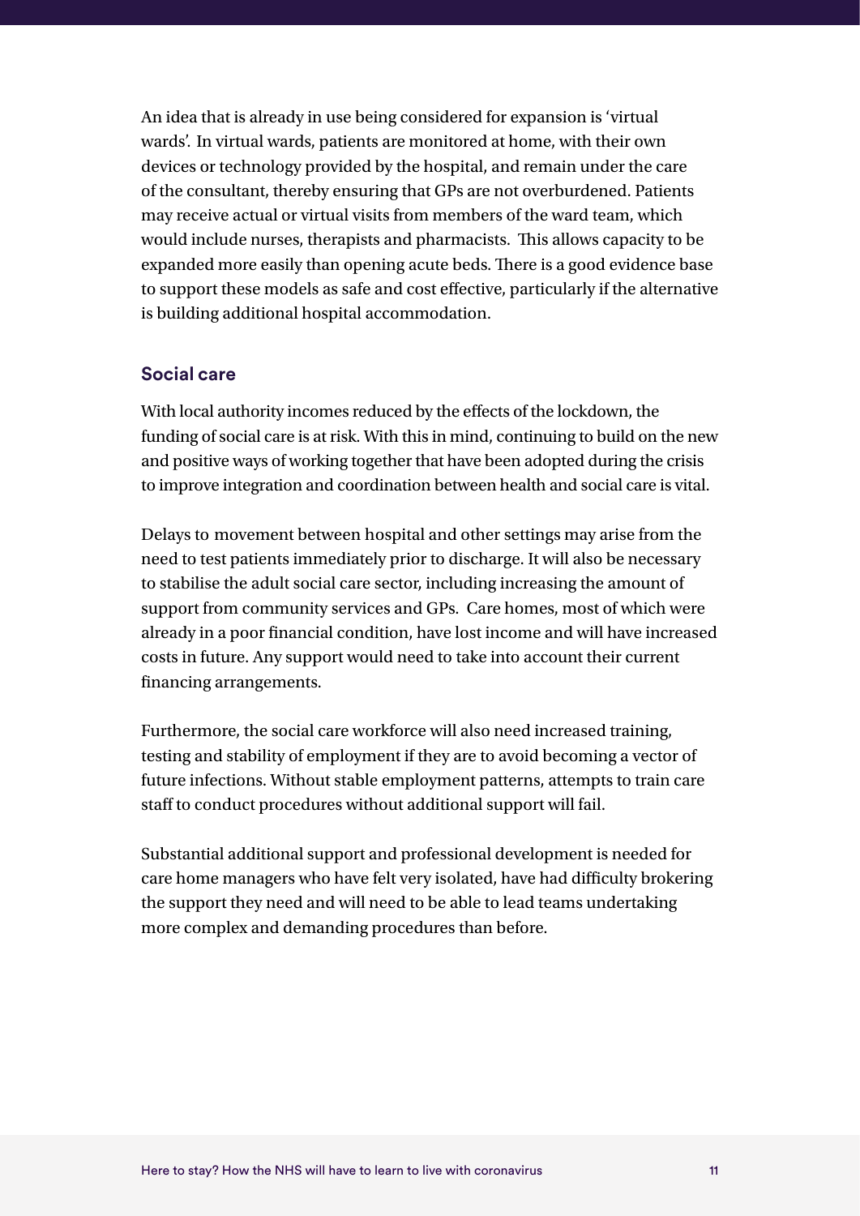An idea that is already in use being considered for expansion is 'virtual wards'. In virtual wards, patients are monitored at home, with their own devices or technology provided by the hospital, and remain under the care of the consultant, thereby ensuring that GPs are not overburdened. Patients may receive actual or virtual visits from members of the ward team, which would include nurses, therapists and pharmacists. This allows capacity to be expanded more easily than opening acute beds. There is a good evidence base to support these models as safe and cost effective, particularly if the alternative is building additional hospital accommodation.

### Social care

With local authority incomes reduced by the effects of the lockdown, the funding of social care is at risk. With this in mind, continuing to build on the new and positive ways of working together that have been adopted during the crisis to improve integration and coordination between health and social care is vital.

Delays to movement between hospital and other settings may arise from the need to test patients immediately prior to discharge. It will also be necessary to stabilise the adult social care sector, including increasing the amount of support from community services and GPs. Care homes, most of which were already in a poor financial condition, have lost income and will have increased costs in future. Any support would need to take into account their current financing arrangements.

Furthermore, the social care workforce will also need increased training, testing and stability of employment if they are to avoid becoming a vector of future infections. Without stable employment patterns, attempts to train care staff to conduct procedures without additional support will fail.

Substantial additional support and professional development is needed for care home managers who have felt very isolated, have had difficulty brokering the support they need and will need to be able to lead teams undertaking more complex and demanding procedures than before.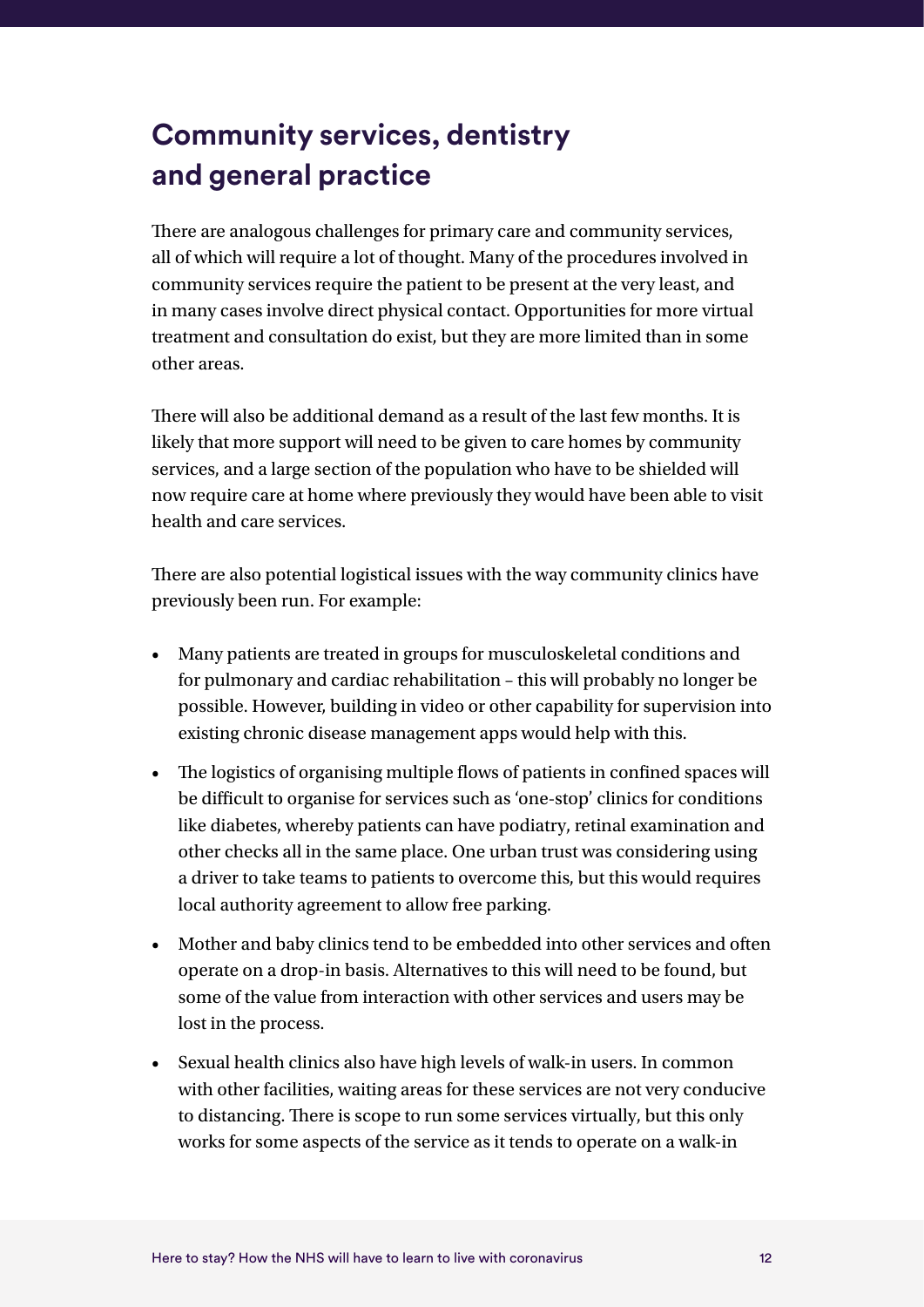## Community services, dentistry and general practice

There are analogous challenges for primary care and community services, all of which will require a lot of thought. Many of the procedures involved in community services require the patient to be present at the very least, and in many cases involve direct physical contact. Opportunities for more virtual treatment and consultation do exist, but they are more limited than in some other areas.

There will also be additional demand as a result of the last few months. It is likely that more support will need to be given to care homes by community services, and a large section of the population who have to be shielded will now require care at home where previously they would have been able to visit health and care services.

There are also potential logistical issues with the way community clinics have previously been run. For example:

- Many patients are treated in groups for musculoskeletal conditions and for pulmonary and cardiac rehabilitation – this will probably no longer be possible. However, building in video or other capability for supervision into existing chronic disease management apps would help with this.
- The logistics of organising multiple flows of patients in confined spaces will be difficult to organise for services such as 'one-stop' clinics for conditions like diabetes, whereby patients can have podiatry, retinal examination and other checks all in the same place. One urban trust was considering using a driver to take teams to patients to overcome this, but this would requires local authority agreement to allow free parking.
- Mother and baby clinics tend to be embedded into other services and often operate on a drop-in basis. Alternatives to this will need to be found, but some of the value from interaction with other services and users may be lost in the process.
- Sexual health clinics also have high levels of walk-in users. In common with other facilities, waiting areas for these services are not very conducive to distancing. There is scope to run some services virtually, but this only works for some aspects of the service as it tends to operate on a walk-in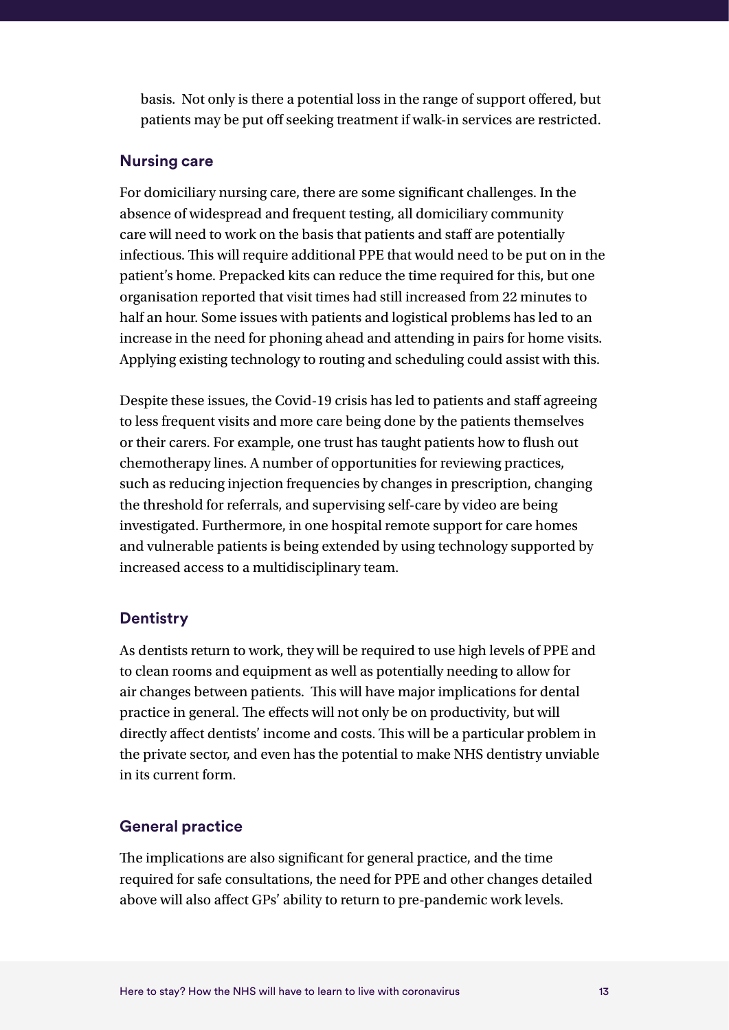basis. Not only is there a potential loss in the range of support offered, but patients may be put off seeking treatment if walk-in services are restricted.

### Nursing care

For domiciliary nursing care, there are some significant challenges. In the absence of widespread and frequent testing, all domiciliary community care will need to work on the basis that patients and staff are potentially infectious. This will require additional PPE that would need to be put on in the patient's home. Prepacked kits can reduce the time required for this, but one organisation reported that visit times had still increased from 22 minutes to half an hour. Some issues with patients and logistical problems has led to an increase in the need for phoning ahead and attending in pairs for home visits. Applying existing technology to routing and scheduling could assist with this.

Despite these issues, the Covid-19 crisis has led to patients and staff agreeing to less frequent visits and more care being done by the patients themselves or their carers. For example, one trust has taught patients how to flush out chemotherapy lines. A number of opportunities for reviewing practices, such as reducing injection frequencies by changes in prescription, changing the threshold for referrals, and supervising self-care by video are being investigated. Furthermore, in one hospital remote support for care homes and vulnerable patients is being extended by using technology supported by increased access to a multidisciplinary team.

### Dentistry

As dentists return to work, they will be required to use high levels of PPE and to clean rooms and equipment as well as potentially needing to allow for air changes between patients. This will have major implications for dental practice in general. The effects will not only be on productivity, but will directly affect dentists' income and costs. This will be a particular problem in the private sector, and even has the potential to make NHS dentistry unviable in its current form.

### General practice

The implications are also significant for general practice, and the time required for safe consultations, the need for PPE and other changes detailed above will also affect GPs' ability to return to pre-pandemic work levels.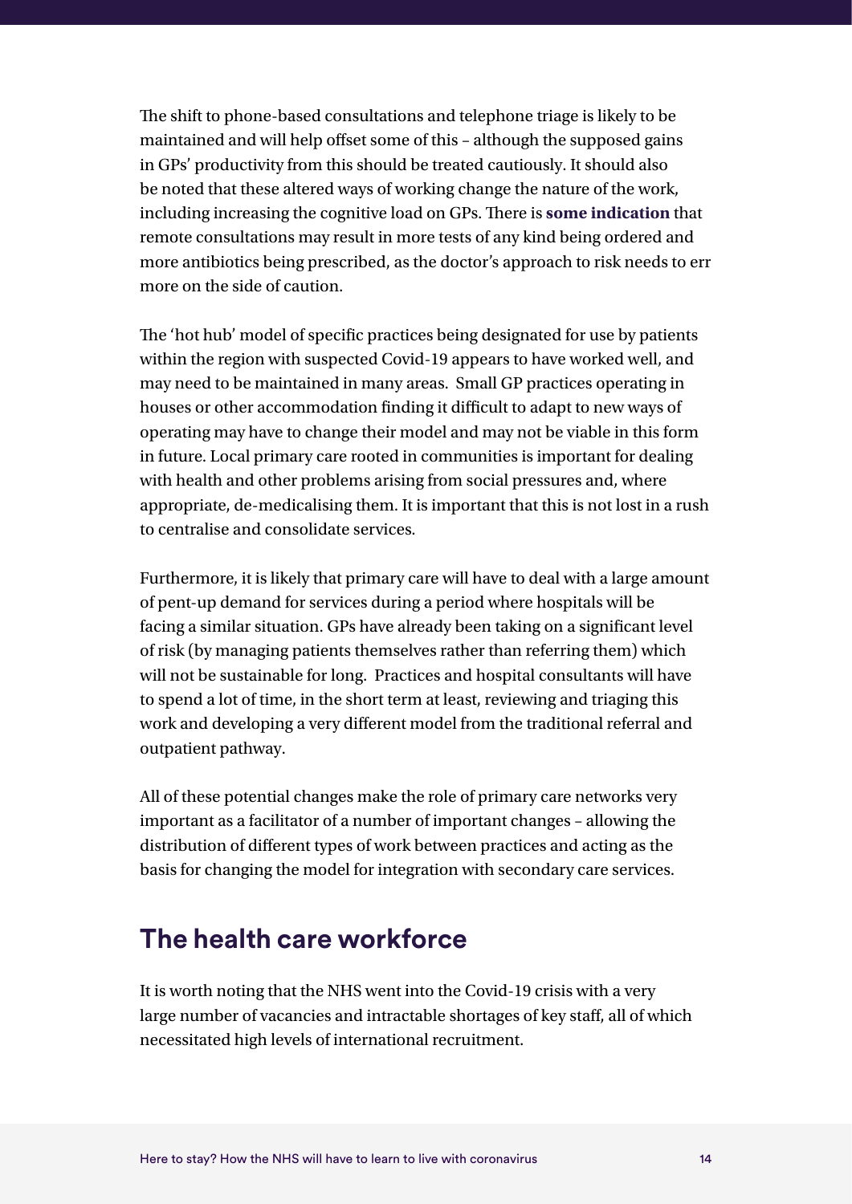The shift to phone-based consultations and telephone triage is likely to be maintained and will help offset some of this – although the supposed gains in GPs' productivity from this should be treated cautiously. It should also be noted that these altered ways of working change the nature of the work, including increasing the cognitive load on GPs. There is **some indication** that remote consultations may result in more tests of any kind being ordered and more antibiotics being prescribed, as the doctor's approach to risk needs to err more on the side of caution.

The 'hot hub' model of specific practices being designated for use by patients within the region with suspected Covid-19 appears to have worked well, and may need to be maintained in many areas. Small GP practices operating in houses or other accommodation finding it difficult to adapt to new ways of operating may have to change their model and may not be viable in this form in future. Local primary care rooted in communities is important for dealing with health and other problems arising from social pressures and, where appropriate, de-medicalising them. It is important that this is not lost in a rush to centralise and consolidate services.

Furthermore, it is likely that primary care will have to deal with a large amount of pent-up demand for services during a period where hospitals will be facing a similar situation. GPs have already been taking on a significant level of risk (by managing patients themselves rather than referring them) which will not be sustainable for long. Practices and hospital consultants will have to spend a lot of time, in the short term at least, reviewing and triaging this work and developing a very different model from the traditional referral and outpatient pathway.

All of these potential changes make the role of primary care networks very important as a facilitator of a number of important changes – allowing the distribution of different types of work between practices and acting as the basis for changing the model for integration with secondary care services.

## The health care workforce

It is worth noting that the NHS went into the Covid-19 crisis with a very large number of vacancies and intractable shortages of key staff, all of which necessitated high levels of international recruitment.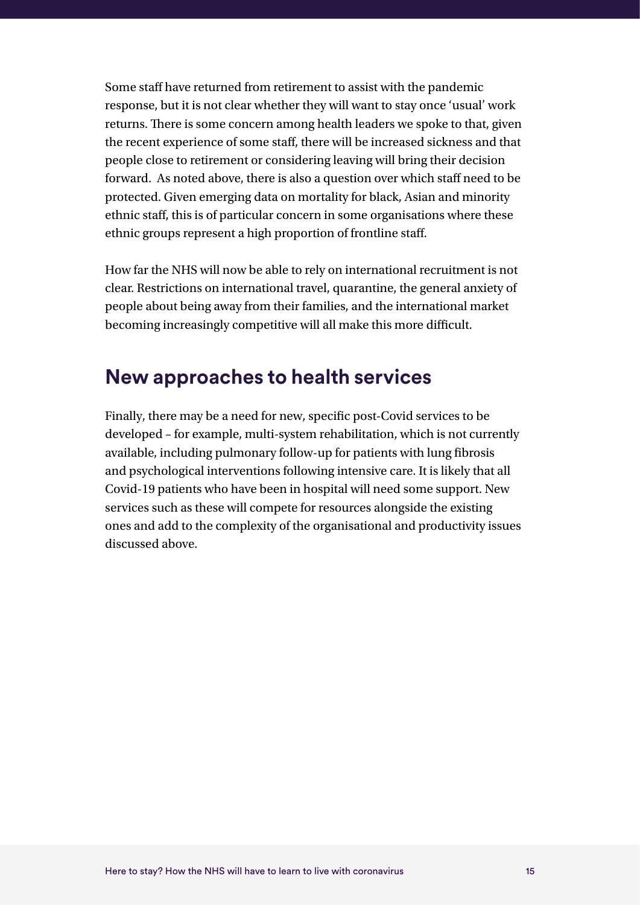Some staff have returned from retirement to assist with the pandemic response, but it is not clear whether they will want to stay once 'usual' work returns. There is some concern among health leaders we spoke to that, given the recent experience of some staff, there will be increased sickness and that people close to retirement or considering leaving will bring their decision forward. As noted above, there is also a question over which staff need to be protected. Given emerging data on mortality for black, Asian and minority ethnic staff, this is of particular concern in some organisations where these ethnic groups represent a high proportion of frontline staff.

How far the NHS will now be able to rely on international recruitment is not clear. Restrictions on international travel, quarantine, the general anxiety of people about being away from their families, and the international market becoming increasingly competitive will all make this more difficult.

## New approaches to health services

Finally, there may be a need for new, specific post-Covid services to be developed – for example, multi-system rehabilitation, which is not currently available, including pulmonary follow-up for patients with lung fibrosis and psychological interventions following intensive care. It is likely that all Covid-19 patients who have been in hospital will need some support. New services such as these will compete for resources alongside the existing ones and add to the complexity of the organisational and productivity issues discussed above.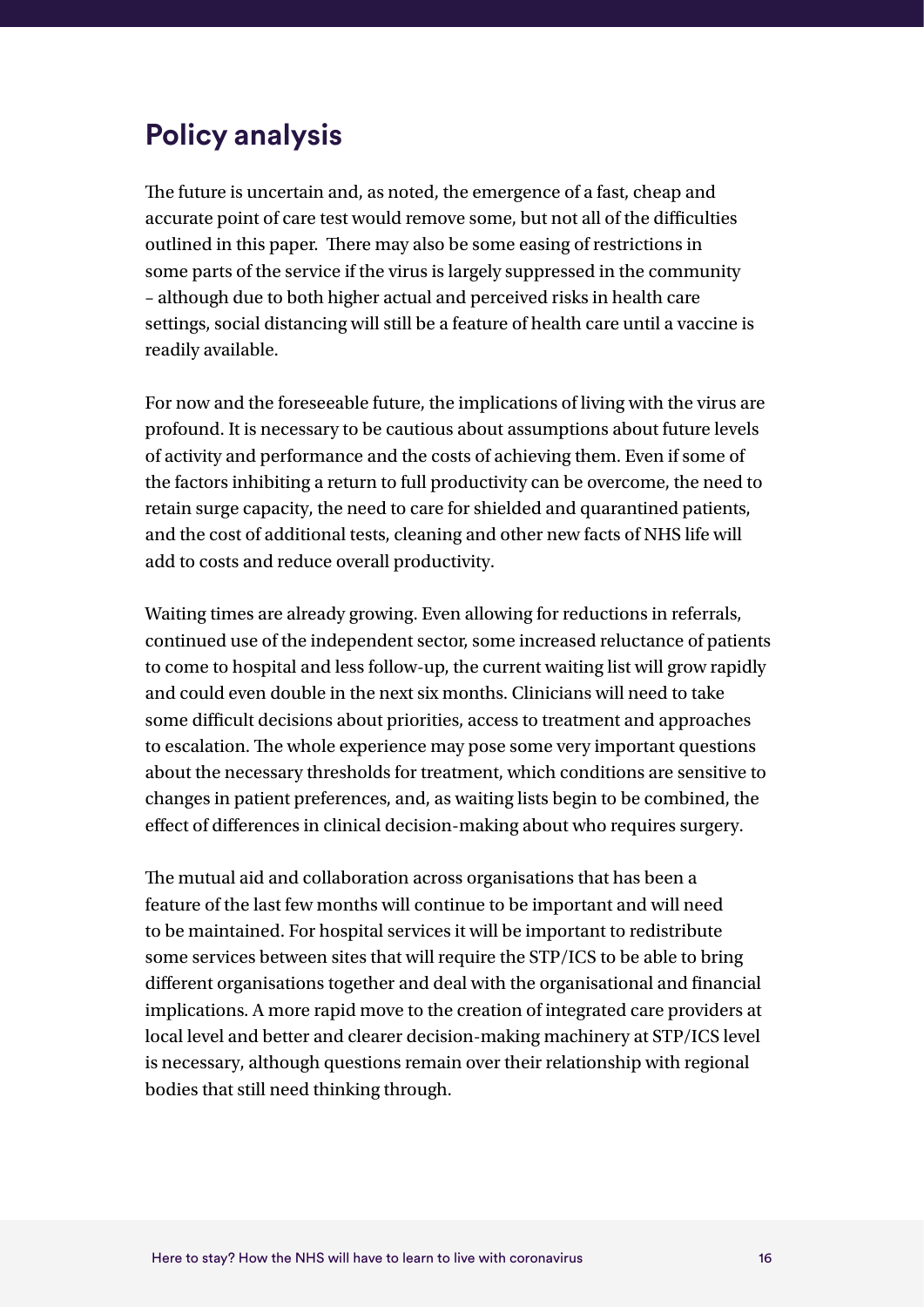## Policy analysis

The future is uncertain and, as noted, the emergence of a fast, cheap and accurate point of care test would remove some, but not all of the difficulties outlined in this paper. There may also be some easing of restrictions in some parts of the service if the virus is largely suppressed in the community – although due to both higher actual and perceived risks in health care settings, social distancing will still be a feature of health care until a vaccine is readily available.

For now and the foreseeable future, the implications of living with the virus are profound. It is necessary to be cautious about assumptions about future levels of activity and performance and the costs of achieving them. Even if some of the factors inhibiting a return to full productivity can be overcome, the need to retain surge capacity, the need to care for shielded and quarantined patients, and the cost of additional tests, cleaning and other new facts of NHS life will add to costs and reduce overall productivity.

Waiting times are already growing. Even allowing for reductions in referrals, continued use of the independent sector, some increased reluctance of patients to come to hospital and less follow-up, the current waiting list will grow rapidly and could even double in the next six months. Clinicians will need to take some difficult decisions about priorities, access to treatment and approaches to escalation. The whole experience may pose some very important questions about the necessary thresholds for treatment, which conditions are sensitive to changes in patient preferences, and, as waiting lists begin to be combined, the effect of differences in clinical decision-making about who requires surgery.

The mutual aid and collaboration across organisations that has been a feature of the last few months will continue to be important and will need to be maintained. For hospital services it will be important to redistribute some services between sites that will require the STP/ICS to be able to bring different organisations together and deal with the organisational and financial implications. A more rapid move to the creation of integrated care providers at local level and better and clearer decision-making machinery at STP/ICS level is necessary, although questions remain over their relationship with regional bodies that still need thinking through.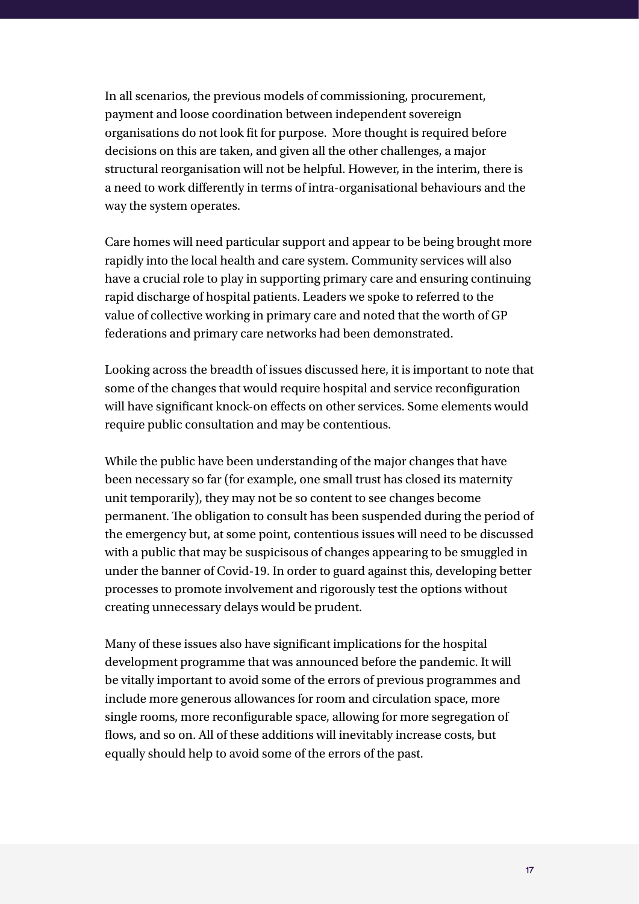In all scenarios, the previous models of commissioning, procurement, payment and loose coordination between independent sovereign organisations do not look fit for purpose.  More thought is required before decisions on this are taken, and given all the other challenges, a major structural reorganisation will not be helpful. However, in the interim, there is a need to work differently in terms of intra-organisational behaviours and the way the system operates.

Care homes will need particular support and appear to be being brought more rapidly into the local health and care system. Community services will also have a crucial role to play in supporting primary care and ensuring continuing rapid discharge of hospital patients. Leaders we spoke to referred to the value of collective working in primary care and noted that the worth of GP federations and primary care networks had been demonstrated.

Looking across the breadth of issues discussed here, it is important to note that some of the changes that would require hospital and service reconfiguration will have significant knock-on effects on other services. Some elements would require public consultation and may be contentious.

While the public have been understanding of the major changes that have been necessary so far (for example, one small trust has closed its maternity unit temporarily), they may not be so content to see changes become permanent. The obligation to consult has been suspended during the period of the emergency but, at some point, contentious issues will need to be discussed with a public that may be suspicisous of changes appearing to be smuggled in under the banner of Covid-19. In order to guard against this, developing better processes to promote involvement and rigorously test the options without creating unnecessary delays would be prudent.

Many of these issues also have significant implications for the hospital development programme that was announced before the pandemic. It will be vitally important to avoid some of the errors of previous programmes and include more generous allowances for room and circulation space, more single rooms, more reconfigurable space, allowing for more segregation of flows, and so on. All of these additions will inevitably increase costs, but equally should help to avoid some of the errors of the past.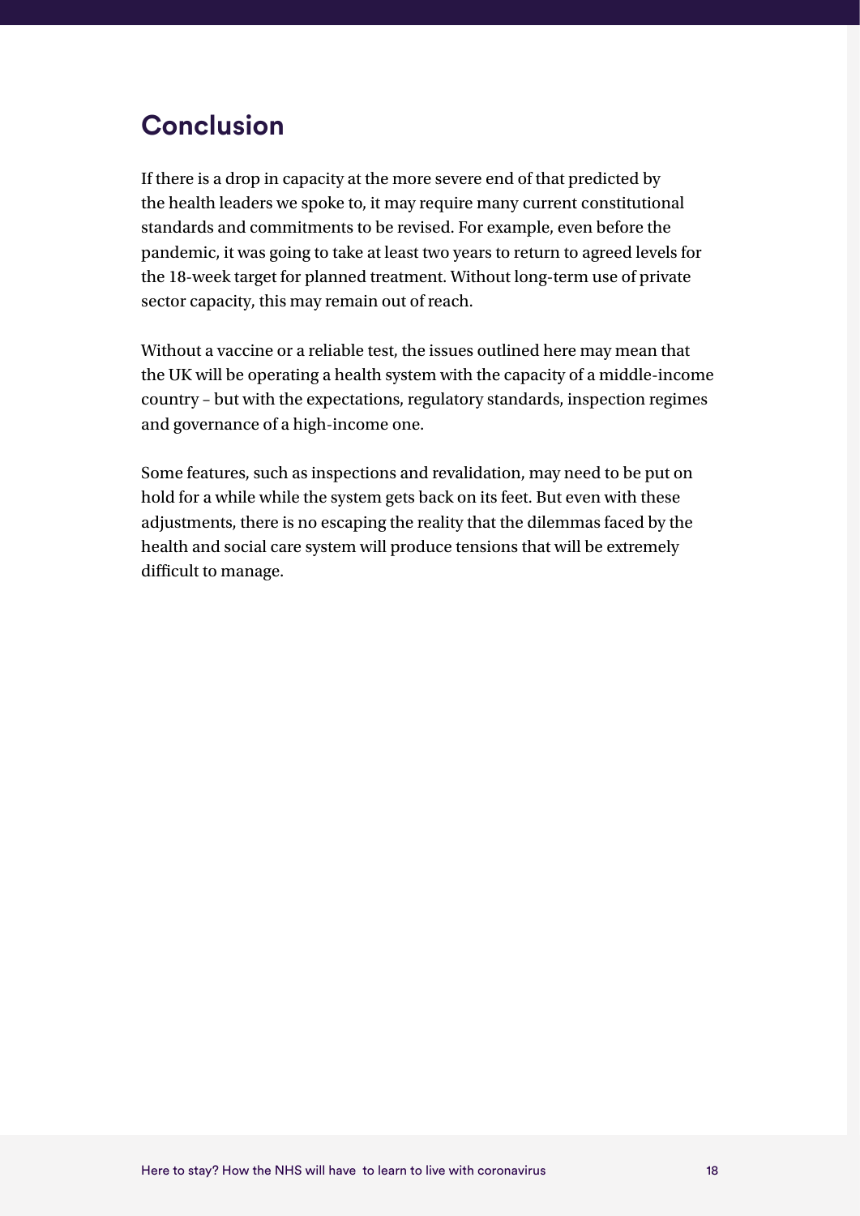## Conclusion

If there is a drop in capacity at the more severe end of that predicted by the health leaders we spoke to, it may require many current constitutional standards and commitments to be revised. For example, even before the pandemic, it was going to take at least two years to return to agreed levels for the 18-week target for planned treatment. Without long-term use of private sector capacity, this may remain out of reach.

Without a vaccine or a reliable test, the issues outlined here may mean that the UK will be operating a health system with the capacity of a middle-income country – but with the expectations, regulatory standards, inspection regimes and governance of a high-income one.

Some features, such as inspections and revalidation, may need to be put on hold for a while while the system gets back on its feet. But even with these adjustments, there is no escaping the reality that the dilemmas faced by the health and social care system will produce tensions that will be extremely difficult to manage.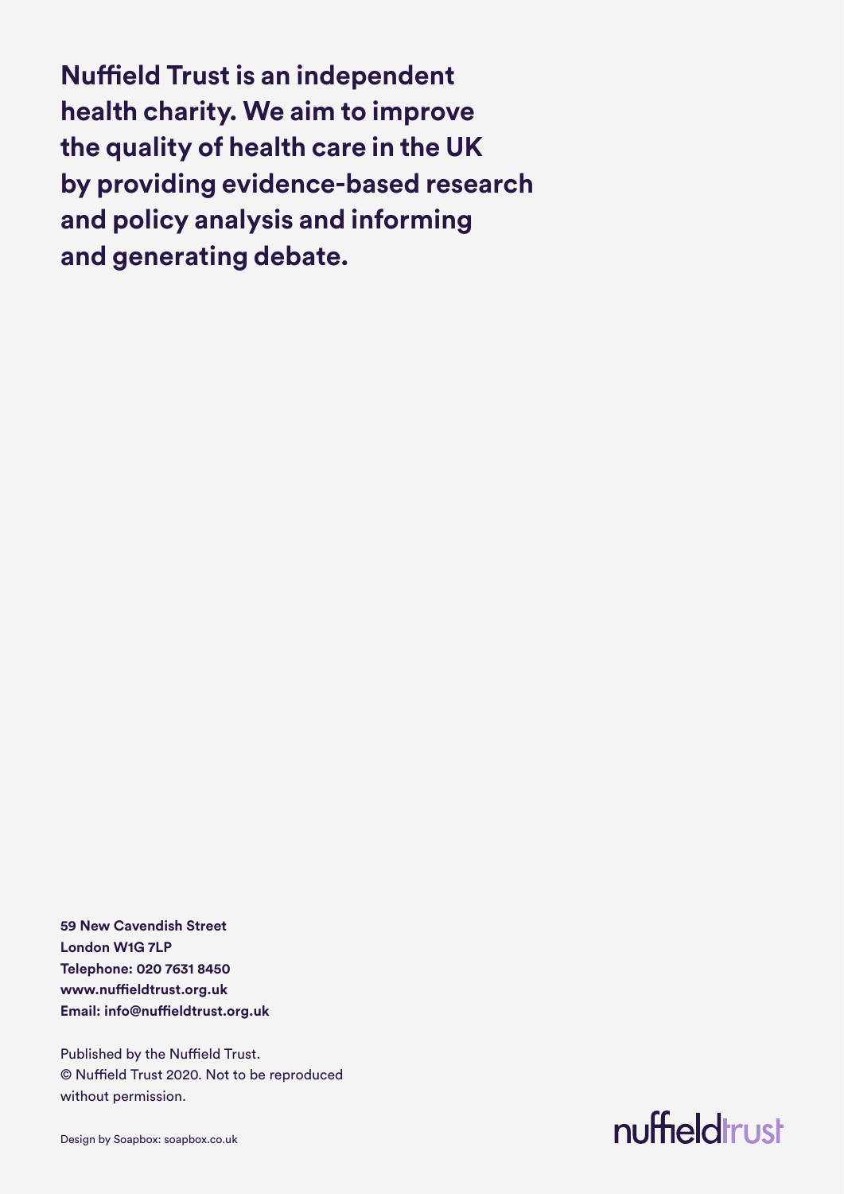**Nuffield Trust is an independent health charity. We aim to improve the quality of health care in the UK by providing evidence-based research and policy analysis and informing and generating debate.**

**59 New Cavendish Street**
**London W1G 7LP**
**Telephone: 020 7631 8450**
**www.nuffieldtrust.org.uk**
**Email: info@nuffieldtrust.org.uk**

Published by the Nuffield Trust.
© Nuffield Trust 2020. Not to be reproduced without permission.

Design by Soapbox: soapbox.co.uk

nuffieldtrust